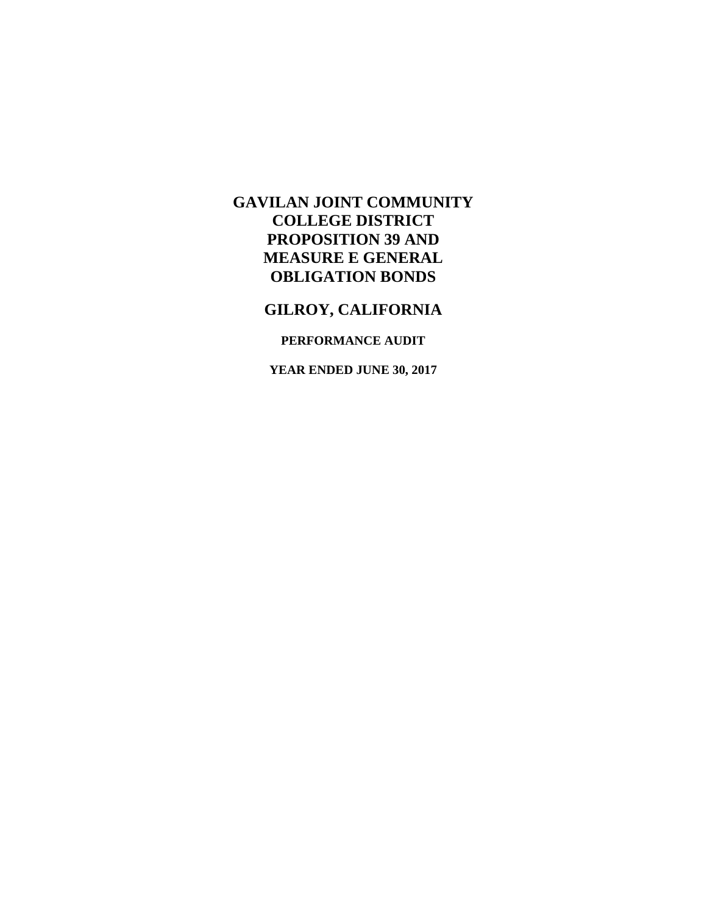# GAVILAN JOINT COMMUNITY COLLEGE DISTRICT PROPOSITION 39 AND MEASURE E GENERAL OBLIGATION BONDS

## GILROY, CALIFORNIA

### PERFORMANCE AUDIT

### YEAR ENDED JUNE 30, 2017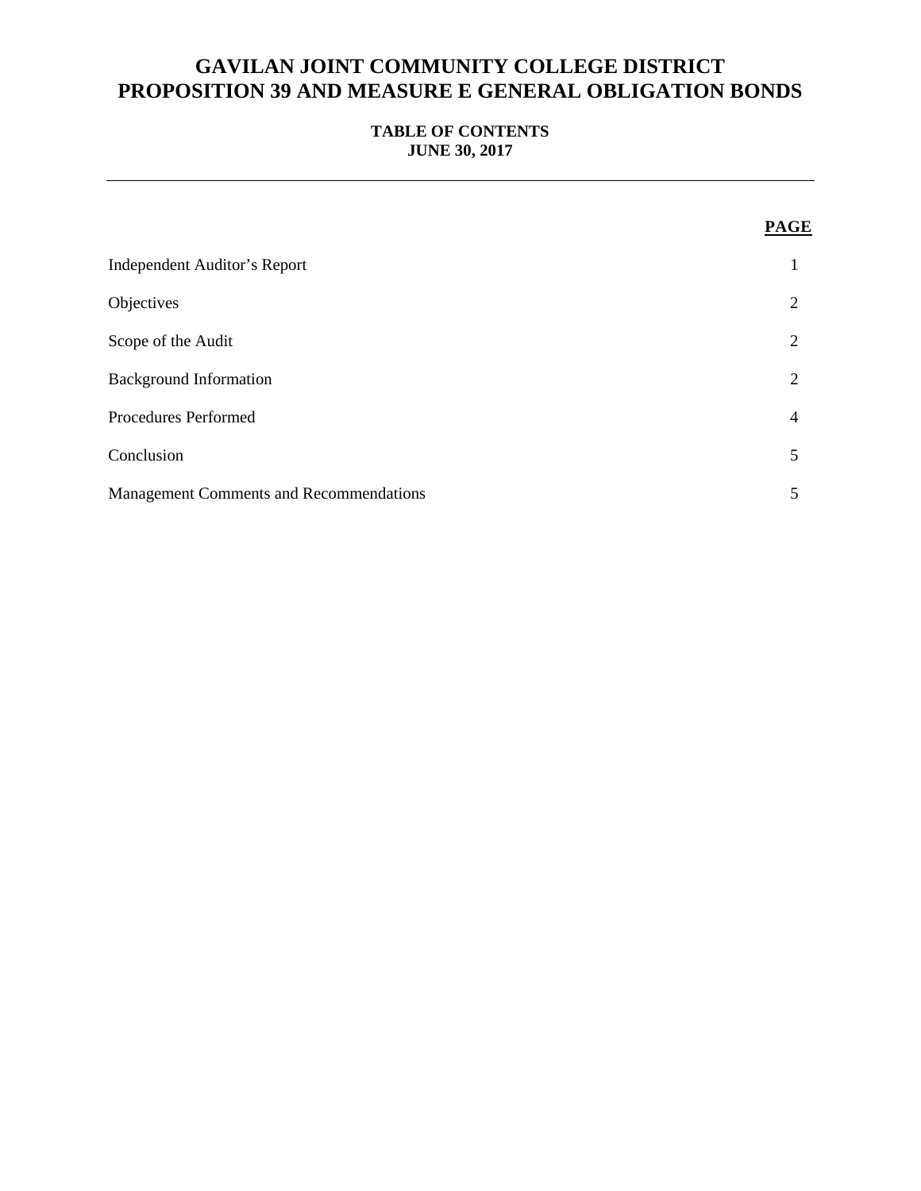# GAVILAN JOINT COMMUNITY COLLEGE DISTRICT
# PROPOSITION 39 AND MEASURE E GENERAL OBLIGATION BONDS

**TABLE OF CONTENTS**
**JUNE 30, 2017**

---

| | **PAGE** |
|---|---|
| Independent Auditor's Report | 1 |
| Objectives | 2 |
| Scope of the Audit | 2 |
| Background Information | 2 |
| Procedures Performed | 4 |
| Conclusion | 5 |
| Management Comments and Recommendations | 5 |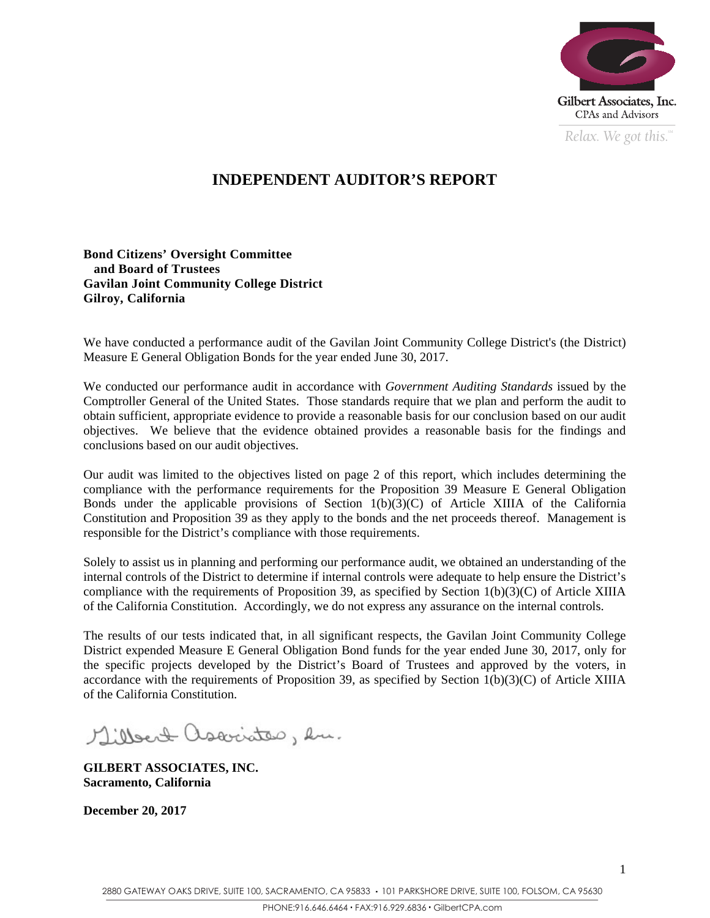Gilbert Associates, Inc.
CPAs and Advisors
*Relax. We got this.*

# INDEPENDENT AUDITOR'S REPORT

**Bond Citizens' Oversight Committee**
**and Board of Trustees**
**Gavilan Joint Community College District**
**Gilroy, California**

We have conducted a performance audit of the Gavilan Joint Community College District's (the District) Measure E General Obligation Bonds for the year ended June 30, 2017.

We conducted our performance audit in accordance with *Government Auditing Standards* issued by the Comptroller General of the United States. Those standards require that we plan and perform the audit to obtain sufficient, appropriate evidence to provide a reasonable basis for our conclusion based on our audit objectives. We believe that the evidence obtained provides a reasonable basis for the findings and conclusions based on our audit objectives.

Our audit was limited to the objectives listed on page 2 of this report, which includes determining the compliance with the performance requirements for the Proposition 39 Measure E General Obligation Bonds under the applicable provisions of Section 1(b)(3)(C) of Article XIIIA of the California Constitution and Proposition 39 as they apply to the bonds and the net proceeds thereof. Management is responsible for the District's compliance with those requirements.

Solely to assist us in planning and performing our performance audit, we obtained an understanding of the internal controls of the District to determine if internal controls were adequate to help ensure the District's compliance with the requirements of Proposition 39, as specified by Section 1(b)(3)(C) of Article XIIIA of the California Constitution. Accordingly, we do not express any assurance on the internal controls.

The results of our tests indicated that, in all significant respects, the Gavilan Joint Community College District expended Measure E General Obligation Bond funds for the year ended June 30, 2017, only for the specific projects developed by the District's Board of Trustees and approved by the voters, in accordance with the requirements of Proposition 39, as specified by Section 1(b)(3)(C) of Article XIIIA of the California Constitution.

Gilbert Associates, Inc.

**GILBERT ASSOCIATES, INC.**
**Sacramento, California**

**December 20, 2017**

2880 GATEWAY OAKS DRIVE, SUITE 100, SACRAMENTO, CA 95833 • 101 PARKSHORE DRIVE, SUITE 100, FOLSOM, CA 95630
PHONE:916.646.6464 • FAX:916.929.6836 • GilbertCPA.com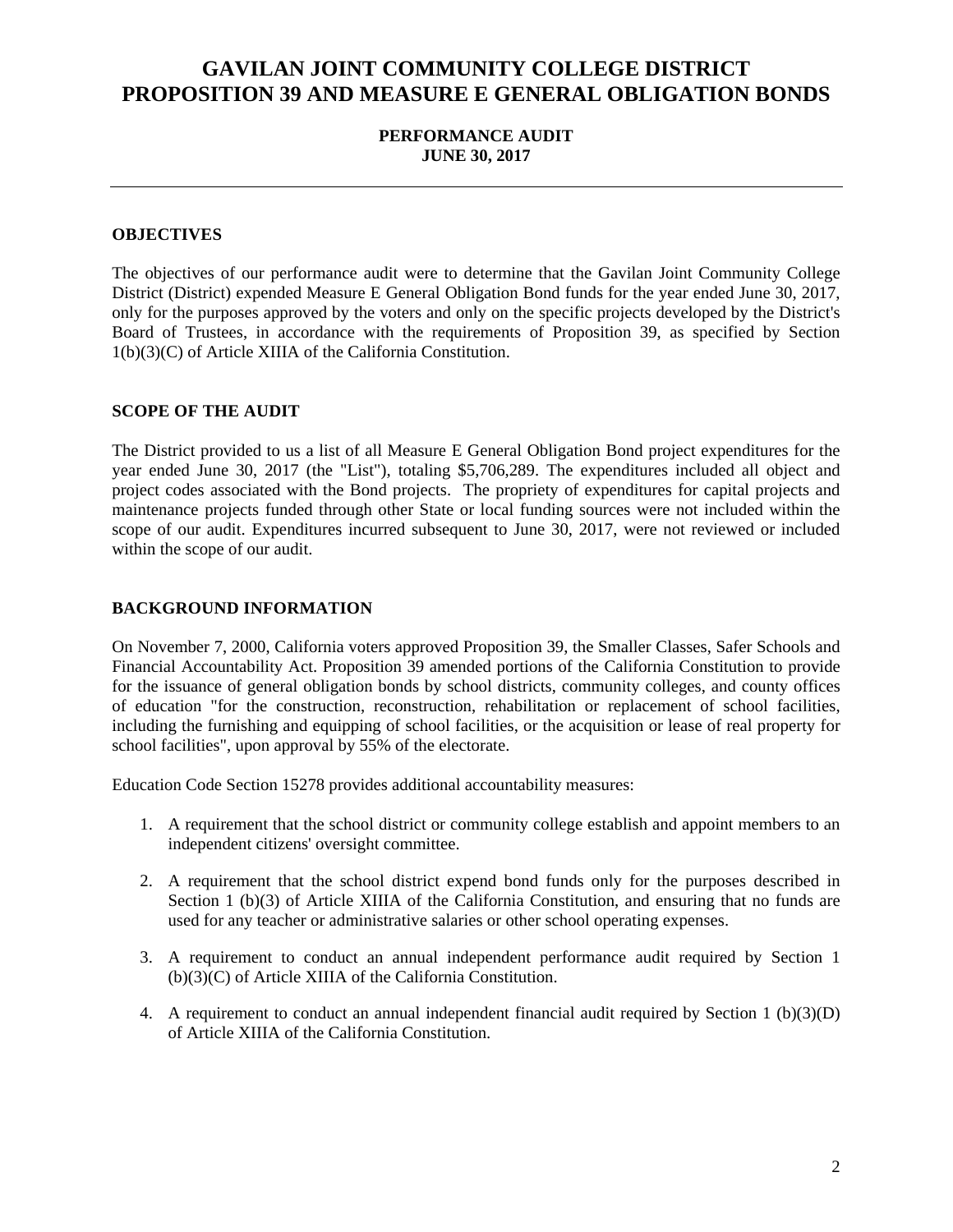# GAVILAN JOINT COMMUNITY COLLEGE DISTRICT
# PROPOSITION 39 AND MEASURE E GENERAL OBLIGATION BONDS

**PERFORMANCE AUDIT**
**JUNE 30, 2017**

---

## OBJECTIVES

The objectives of our performance audit were to determine that the Gavilan Joint Community College District (District) expended Measure E General Obligation Bond funds for the year ended June 30, 2017, only for the purposes approved by the voters and only on the specific projects developed by the District's Board of Trustees, in accordance with the requirements of Proposition 39, as specified by Section 1(b)(3)(C) of Article XIIIA of the California Constitution.

## SCOPE OF THE AUDIT

The District provided to us a list of all Measure E General Obligation Bond project expenditures for the year ended June 30, 2017 (the "List"), totaling $5,706,289. The expenditures included all object and project codes associated with the Bond projects. The propriety of expenditures for capital projects and maintenance projects funded through other State or local funding sources were not included within the scope of our audit. Expenditures incurred subsequent to June 30, 2017, were not reviewed or included within the scope of our audit.

## BACKGROUND INFORMATION

On November 7, 2000, California voters approved Proposition 39, the Smaller Classes, Safer Schools and Financial Accountability Act. Proposition 39 amended portions of the California Constitution to provide for the issuance of general obligation bonds by school districts, community colleges, and county offices of education "for the construction, reconstruction, rehabilitation or replacement of school facilities, including the furnishing and equipping of school facilities, or the acquisition or lease of real property for school facilities", upon approval by 55% of the electorate.

Education Code Section 15278 provides additional accountability measures:

1. A requirement that the school district or community college establish and appoint members to an independent citizens' oversight committee.

2. A requirement that the school district expend bond funds only for the purposes described in Section 1 (b)(3) of Article XIIIA of the California Constitution, and ensuring that no funds are used for any teacher or administrative salaries or other school operating expenses.

3. A requirement to conduct an annual independent performance audit required by Section 1 (b)(3)(C) of Article XIIIA of the California Constitution.

4. A requirement to conduct an annual independent financial audit required by Section 1 (b)(3)(D) of Article XIIIA of the California Constitution.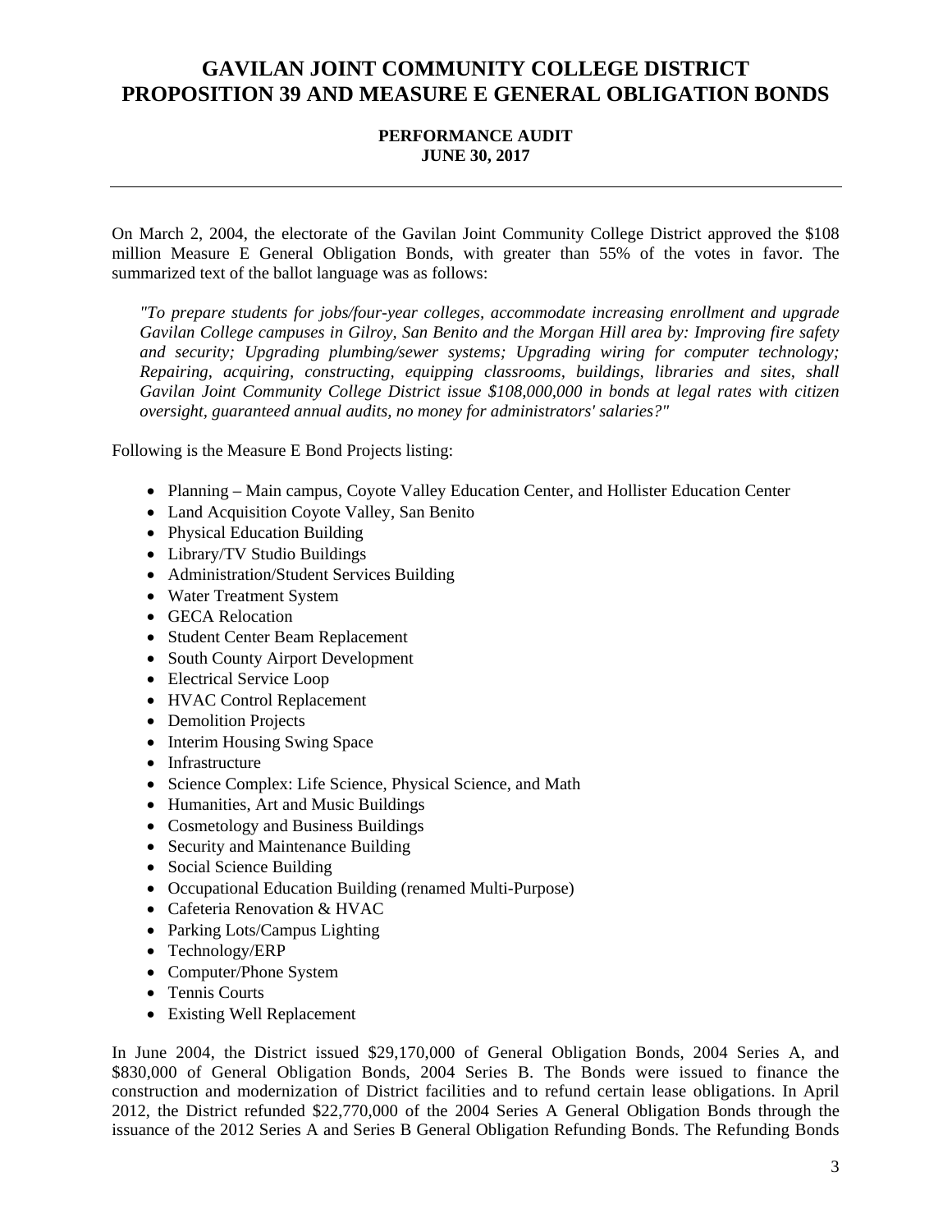# GAVILAN JOINT COMMUNITY COLLEGE DISTRICT PROPOSITION 39 AND MEASURE E GENERAL OBLIGATION BONDS

**PERFORMANCE AUDIT**
**JUNE 30, 2017**

---

On March 2, 2004, the electorate of the Gavilan Joint Community College District approved the $108 million Measure E General Obligation Bonds, with greater than 55% of the votes in favor. The summarized text of the ballot language was as follows:

> *"To prepare students for jobs/four-year colleges, accommodate increasing enrollment and upgrade Gavilan College campuses in Gilroy, San Benito and the Morgan Hill area by: Improving fire safety and security; Upgrading plumbing/sewer systems; Upgrading wiring for computer technology; Repairing, acquiring, constructing, equipping classrooms, buildings, libraries and sites, shall Gavilan Joint Community College District issue $108,000,000 in bonds at legal rates with citizen oversight, guaranteed annual audits, no money for administrators' salaries?"*

Following is the Measure E Bond Projects listing:

- Planning – Main campus, Coyote Valley Education Center, and Hollister Education Center
- Land Acquisition Coyote Valley, San Benito
- Physical Education Building
- Library/TV Studio Buildings
- Administration/Student Services Building
- Water Treatment System
- GECA Relocation
- Student Center Beam Replacement
- South County Airport Development
- Electrical Service Loop
- HVAC Control Replacement
- Demolition Projects
- Interim Housing Swing Space
- Infrastructure
- Science Complex: Life Science, Physical Science, and Math
- Humanities, Art and Music Buildings
- Cosmetology and Business Buildings
- Security and Maintenance Building
- Social Science Building
- Occupational Education Building (renamed Multi-Purpose)
- Cafeteria Renovation & HVAC
- Parking Lots/Campus Lighting
- Technology/ERP
- Computer/Phone System
- Tennis Courts
- Existing Well Replacement

In June 2004, the District issued $29,170,000 of General Obligation Bonds, 2004 Series A, and $830,000 of General Obligation Bonds, 2004 Series B. The Bonds were issued to finance the construction and modernization of District facilities and to refund certain lease obligations. In April 2012, the District refunded $22,770,000 of the 2004 Series A General Obligation Bonds through the issuance of the 2012 Series A and Series B General Obligation Refunding Bonds. The Refunding Bonds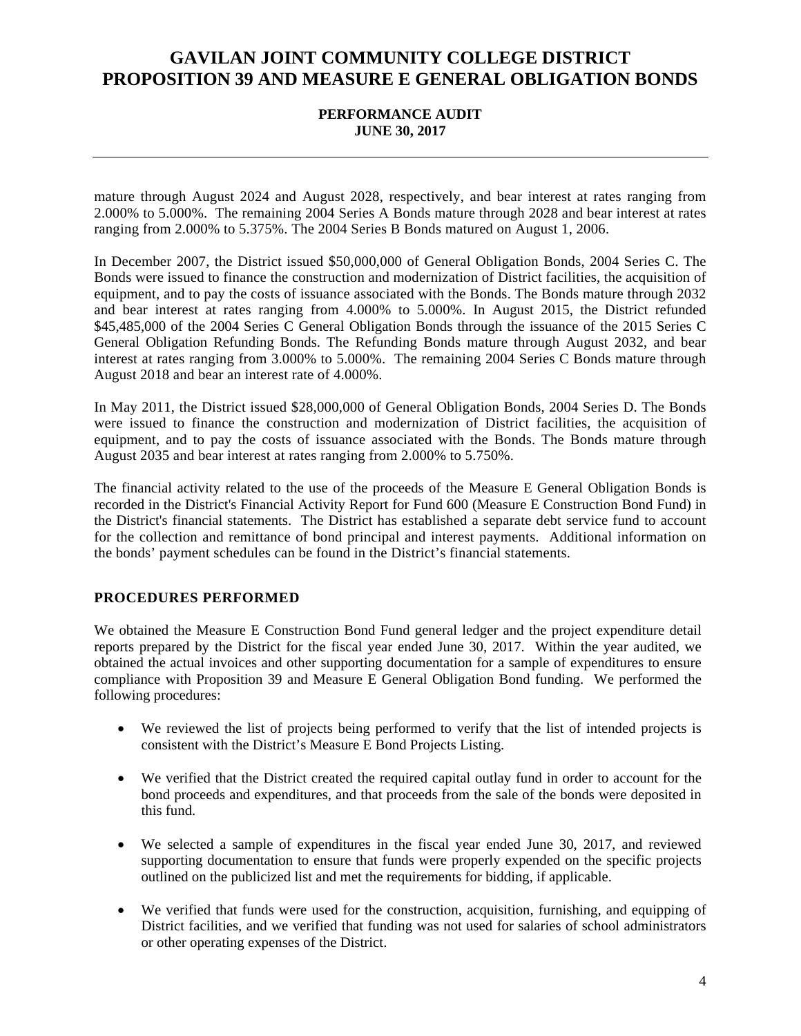mature through August 2024 and August 2028, respectively, and bear interest at rates ranging from 2.000% to 5.000%. The remaining 2004 Series A Bonds mature through 2028 and bear interest at rates ranging from 2.000% to 5.375%. The 2004 Series B Bonds matured on August 1, 2006.

In December 2007, the District issued $50,000,000 of General Obligation Bonds, 2004 Series C. The Bonds were issued to finance the construction and modernization of District facilities, the acquisition of equipment, and to pay the costs of issuance associated with the Bonds. The Bonds mature through 2032 and bear interest at rates ranging from 4.000% to 5.000%. In August 2015, the District refunded $45,485,000 of the 2004 Series C General Obligation Bonds through the issuance of the 2015 Series C General Obligation Refunding Bonds. The Refunding Bonds mature through August 2032, and bear interest at rates ranging from 3.000% to 5.000%. The remaining 2004 Series C Bonds mature through August 2018 and bear an interest rate of 4.000%.

In May 2011, the District issued $28,000,000 of General Obligation Bonds, 2004 Series D. The Bonds were issued to finance the construction and modernization of District facilities, the acquisition of equipment, and to pay the costs of issuance associated with the Bonds. The Bonds mature through August 2035 and bear interest at rates ranging from 2.000% to 5.750%.

The financial activity related to the use of the proceeds of the Measure E General Obligation Bonds is recorded in the District's Financial Activity Report for Fund 600 (Measure E Construction Bond Fund) in the District's financial statements. The District has established a separate debt service fund to account for the collection and remittance of bond principal and interest payments. Additional information on the bonds' payment schedules can be found in the District's financial statements.

## PROCEDURES PERFORMED

We obtained the Measure E Construction Bond Fund general ledger and the project expenditure detail reports prepared by the District for the fiscal year ended June 30, 2017. Within the year audited, we obtained the actual invoices and other supporting documentation for a sample of expenditures to ensure compliance with Proposition 39 and Measure E General Obligation Bond funding. We performed the following procedures:

- We reviewed the list of projects being performed to verify that the list of intended projects is consistent with the District's Measure E Bond Projects Listing.
- We verified that the District created the required capital outlay fund in order to account for the bond proceeds and expenditures, and that proceeds from the sale of the bonds were deposited in this fund.
- We selected a sample of expenditures in the fiscal year ended June 30, 2017, and reviewed supporting documentation to ensure that funds were properly expended on the specific projects outlined on the publicized list and met the requirements for bidding, if applicable.
- We verified that funds were used for the construction, acquisition, furnishing, and equipping of District facilities, and we verified that funding was not used for salaries of school administrators or other operating expenses of the District.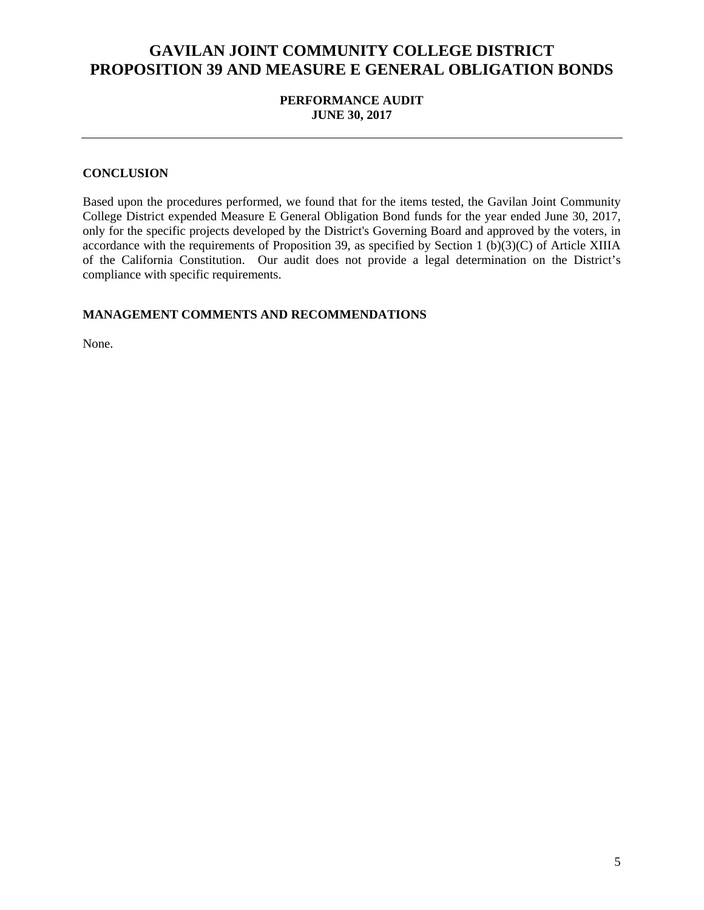# GAVILAN JOINT COMMUNITY COLLEGE DISTRICT
# PROPOSITION 39 AND MEASURE E GENERAL OBLIGATION BONDS

**PERFORMANCE AUDIT**
**JUNE 30, 2017**

---

## CONCLUSION

Based upon the procedures performed, we found that for the items tested, the Gavilan Joint Community College District expended Measure E General Obligation Bond funds for the year ended June 30, 2017, only for the specific projects developed by the District's Governing Board and approved by the voters, in accordance with the requirements of Proposition 39, as specified by Section 1 (b)(3)(C) of Article XIIIA of the California Constitution. Our audit does not provide a legal determination on the District's compliance with specific requirements.

## MANAGEMENT COMMENTS AND RECOMMENDATIONS

None.